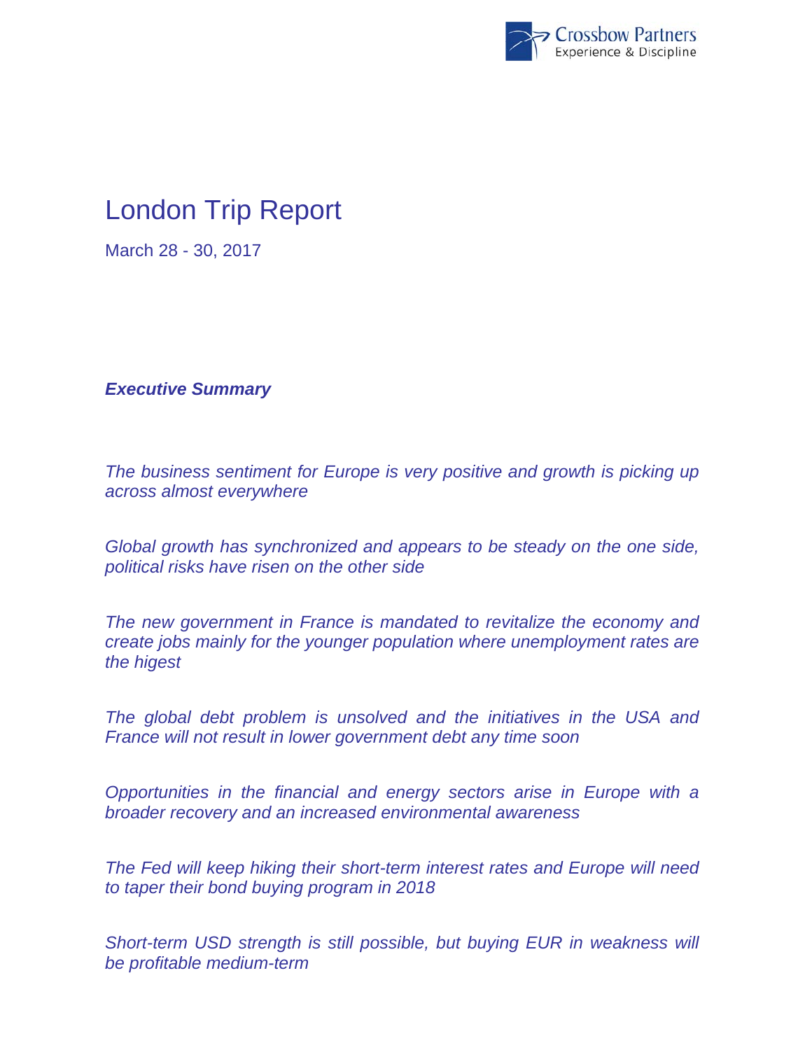# London Trip Report

March 28 - 30, 2017

***Executive Summary***

*The business sentiment for Europe is very positive and growth is picking up across almost everywhere*

*Global growth has synchronized and appears to be steady on the one side, political risks have risen on the other side*

*The new government in France is mandated to revitalize the economy and create jobs mainly for the younger population where unemployment rates are the higest*

*The global debt problem is unsolved and the initiatives in the USA and France will not result in lower government debt any time soon*

*Opportunities in the financial and energy sectors arise in Europe with a broader recovery and an increased environmental awareness*

*The Fed will keep hiking their short-term interest rates and Europe will need to taper their bond buying program in 2018*

*Short-term USD strength is still possible, but buying EUR in weakness will be profitable medium-term*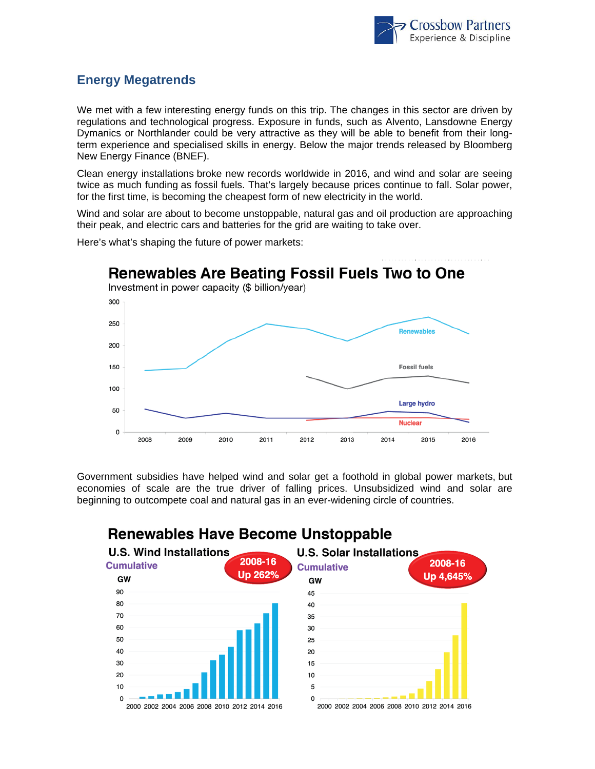## Energy Megatrends

We met with a few interesting energy funds on this trip. The changes in this sector are driven by regulations and technological progress. Exposure in funds, such as Alvento, Lansdowne Energy Dymanics or Northlander could be very attractive as they will be able to benefit from their long-term experience and specialised skills in energy. Below the major trends released by Bloomberg New Energy Finance (BNEF).

Clean energy installations broke new records worldwide in 2016, and wind and solar are seeing twice as much funding as fossil fuels. That's largely because prices continue to fall. Solar power, for the first time, is becoming the cheapest form of new electricity in the world.

Wind and solar are about to become unstoppable, natural gas and oil production are approaching their peak, and electric cars and batteries for the grid are waiting to take over.

Here's what's shaping the future of power markets:

**Renewables Are Beating Fossil Fuels Two to One**

Investment in power capacity ($ billion/year)

Government subsidies have helped wind and solar get a foothold in global power markets, but economies of scale are the true driver of falling prices. Unsubsidized wind and solar are beginning to outcompete coal and natural gas in an ever-widening circle of countries.

**Renewables Have Become Unstoppable**

U.S. Wind Installations — Cumulative — 2008-16 Up 262%

U.S. Solar Installations — Cumulative — 2008-16 Up 4,645%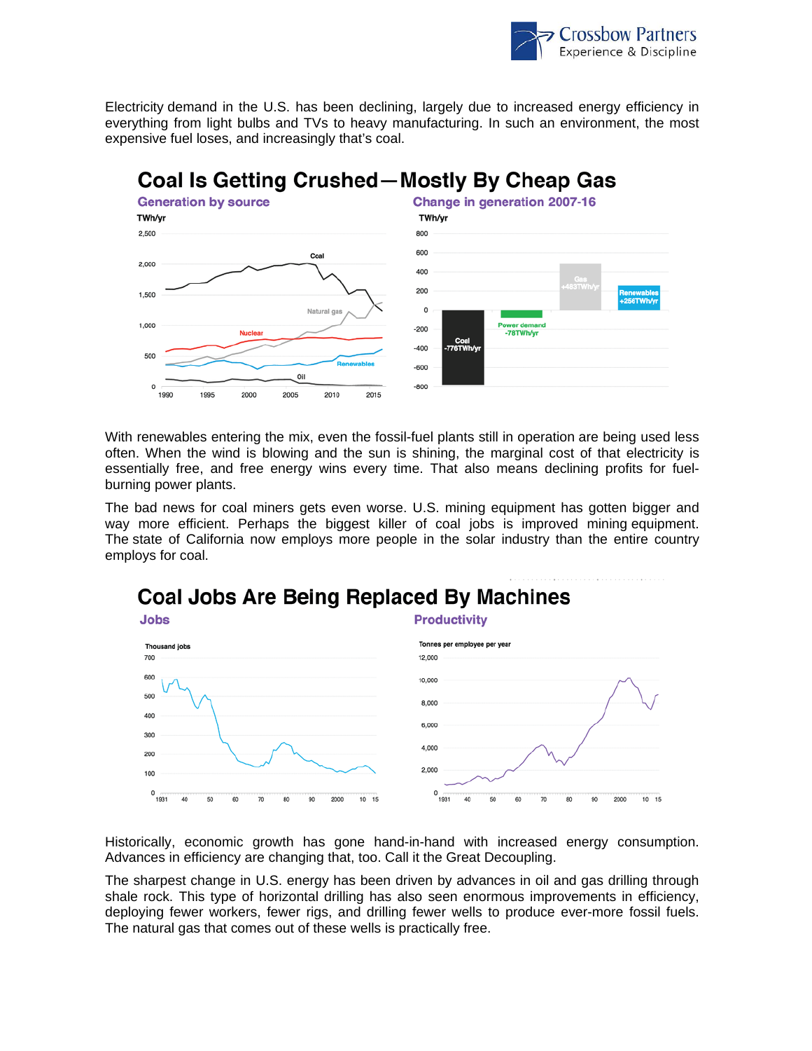Electricity demand in the U.S. has been declining, largely due to increased energy efficiency in everything from light bulbs and TVs to heavy manufacturing. In such an environment, the most expensive fuel loses, and increasingly that's coal.

## Coal Is Getting Crushed—Mostly By Cheap Gas

**Generation by source**

TWh/yr

**Change in generation 2007-16**

TWh/yr

Coal -776TWh/yr; Power demand -78TWh/yr; Gas +483TWh/yr; Renewables +256TWh/yr

With renewables entering the mix, even the fossil-fuel plants still in operation are being used less often. When the wind is blowing and the sun is shining, the marginal cost of that electricity is essentially free, and free energy wins every time. That also means declining profits for fuel-burning power plants.

The bad news for coal miners gets even worse. U.S. mining equipment has gotten bigger and way more efficient. Perhaps the biggest killer of coal jobs is improved mining equipment. The state of California now employs more people in the solar industry than the entire country employs for coal.

## Coal Jobs Are Being Replaced By Machines

**Jobs**

Thousand jobs

**Productivity**

Tonnes per employee per year

Historically, economic growth has gone hand-in-hand with increased energy consumption. Advances in efficiency are changing that, too. Call it the Great Decoupling.

The sharpest change in U.S. energy has been driven by advances in oil and gas drilling through shale rock. This type of horizontal drilling has also seen enormous improvements in efficiency, deploying fewer workers, fewer rigs, and drilling fewer wells to produce ever-more fossil fuels. The natural gas that comes out of these wells is practically free.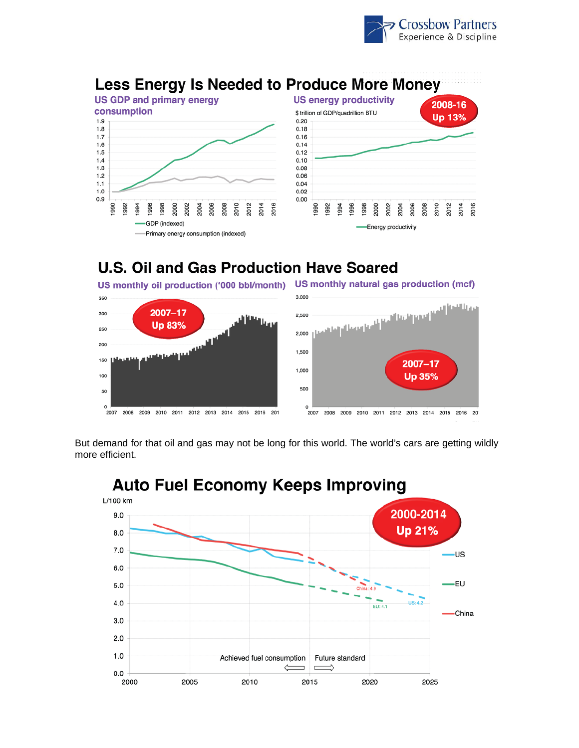# Less Energy Is Needed to Produce More Money

**US GDP and primary energy consumption**

**US energy productivity**

$ trillion of GDP/quadrillion BTU

2008-16 Up 13%

GDP (indexed)

Primary energy consumption (indexed)

Energy productivity

# U.S. Oil and Gas Production Have Soared

**US monthly oil production ('000 bbl/month)**

2007–17 Up 83%

**US monthly natural gas production (mcf)**

2007–17 Up 35%

But demand for that oil and gas may not be long for this world. The world's cars are getting wildly more efficient.

# Auto Fuel Economy Keeps Improving

L/100 km

2000-2014 Up 21%

US

EU

China

China: 4.9

US: 4.2

EU: 4.1

Achieved fuel consumption

Future standard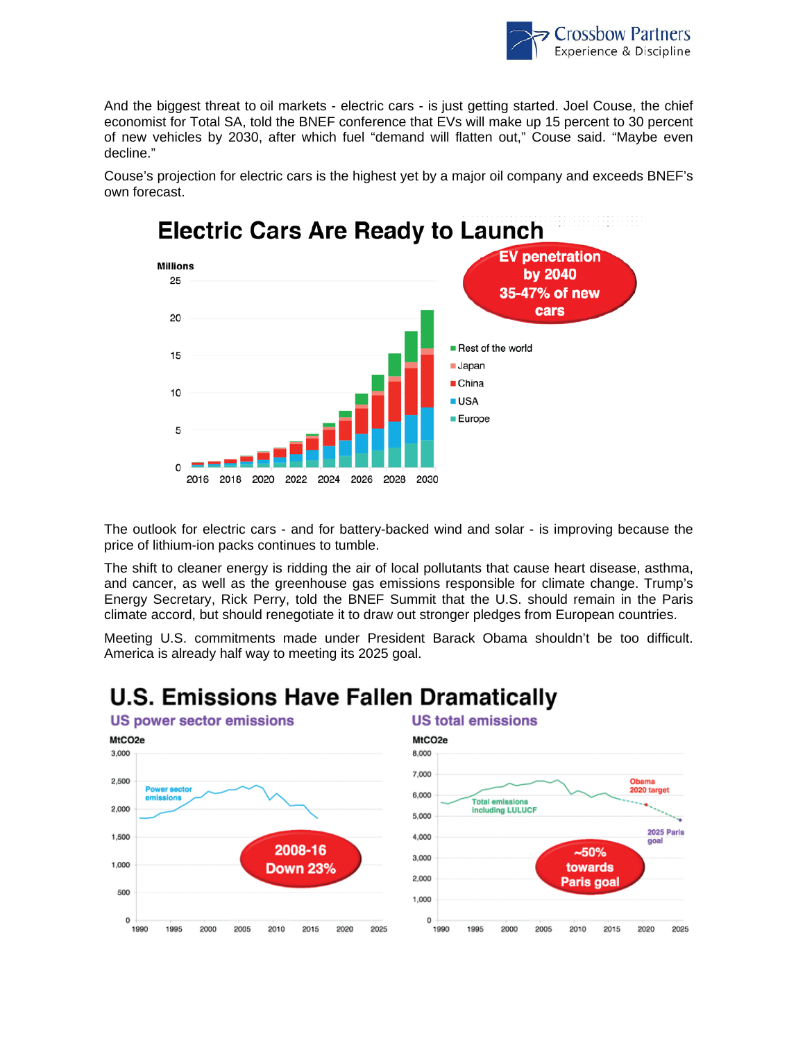And the biggest threat to oil markets - electric cars - is just getting started. Joel Couse, the chief economist for Total SA, told the BNEF conference that EVs will make up 15 percent to 30 percent of new vehicles by 2030, after which fuel "demand will flatten out," Couse said. "Maybe even decline."

Couse's projection for electric cars is the highest yet by a major oil company and exceeds BNEF's own forecast.

## Electric Cars Are Ready to Launch

EV penetration by 2040 35-47% of new cars

The outlook for electric cars - and for battery-backed wind and solar - is improving because the price of lithium-ion packs continues to tumble.

The shift to cleaner energy is ridding the air of local pollutants that cause heart disease, asthma, and cancer, as well as the greenhouse gas emissions responsible for climate change. Trump's Energy Secretary, Rick Perry, told the BNEF Summit that the U.S. should remain in the Paris climate accord, but should renegotiate it to draw out stronger pledges from European countries.

Meeting U.S. commitments made under President Barack Obama shouldn't be too difficult. America is already half way to meeting its 2025 goal.

## U.S. Emissions Have Fallen Dramatically

US power sector emissions — 2008-16 Down 23%

US total emissions — ~50% towards Paris goal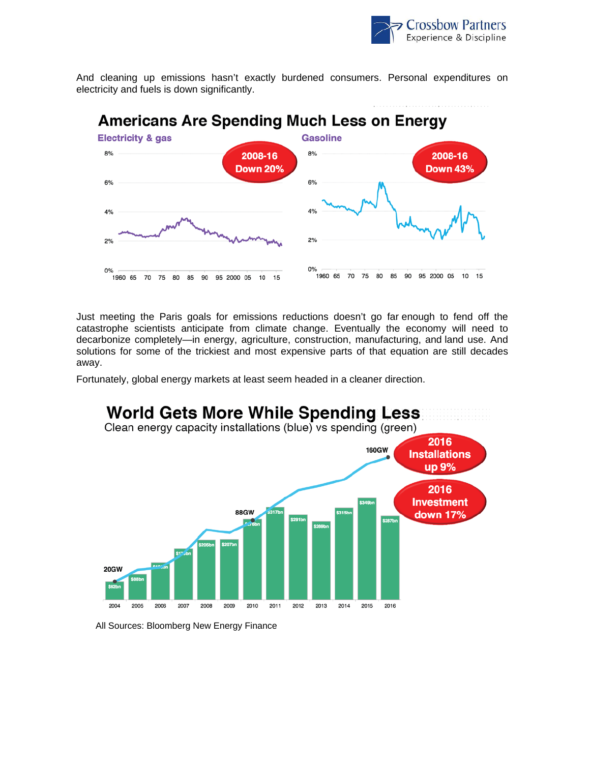And cleaning up emissions hasn't exactly burdened consumers. Personal expenditures on electricity and fuels is down significantly.

**Americans Are Spending Much Less on Energy**

Electricity & gas

2008-16
Down 20%

8%
6%
4%
2%
0%
1960 65 70 75 80 85 90 95 2000 05 10 15

Gasoline

2008-16
Down 43%

8%
6%
4%
2%
0%
1960 65 70 75 80 85 90 95 2000 05 10 15

Just meeting the Paris goals for emissions reductions doesn't go far enough to fend off the catastrophe scientists anticipate from climate change. Eventually the economy will need to decarbonize completely—in energy, agriculture, construction, manufacturing, and land use. And solutions for some of the trickiest and most expensive parts of that equation are still decades away.

Fortunately, global energy markets at least seem headed in a cleaner direction.

**World Gets More While Spending Less**

Clean energy capacity installations (blue) vs spending (green)

2016
Installations
up 9%

2016
Investment
down 17%

160GW
88GW
20GW

$62bn
$88bn
$175bn
$205bn
$207bn
$276bn
$317bn
$291bn
$269bn
$315bn
$349bn
$287bn

2004 2005 2006 2007 2008 2009 2010 2011 2012 2013 2014 2015 2016

All Sources: Bloomberg New Energy Finance